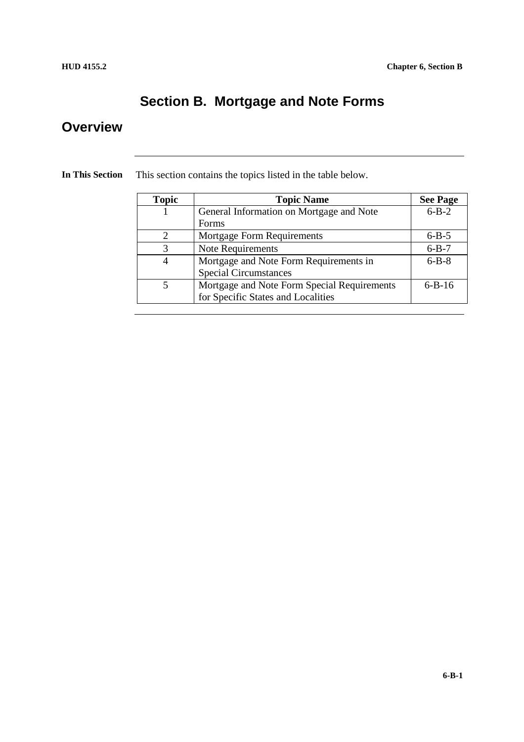# Section B. Mortgage and Note Forms

## Overview

**In This Section**

This section contains the topics listed in the table below.

| Topic | Topic Name | See Page |
|---|---|---|
| 1 | General Information on Mortgage and Note Forms | 6-B-2 |
| 2 | Mortgage Form Requirements | 6-B-5 |
| 3 | Note Requirements | 6-B-7 |
| 4 | Mortgage and Note Form Requirements in Special Circumstances | 6-B-8 |
| 5 | Mortgage and Note Form Special Requirements for Specific States and Localities | 6-B-16 |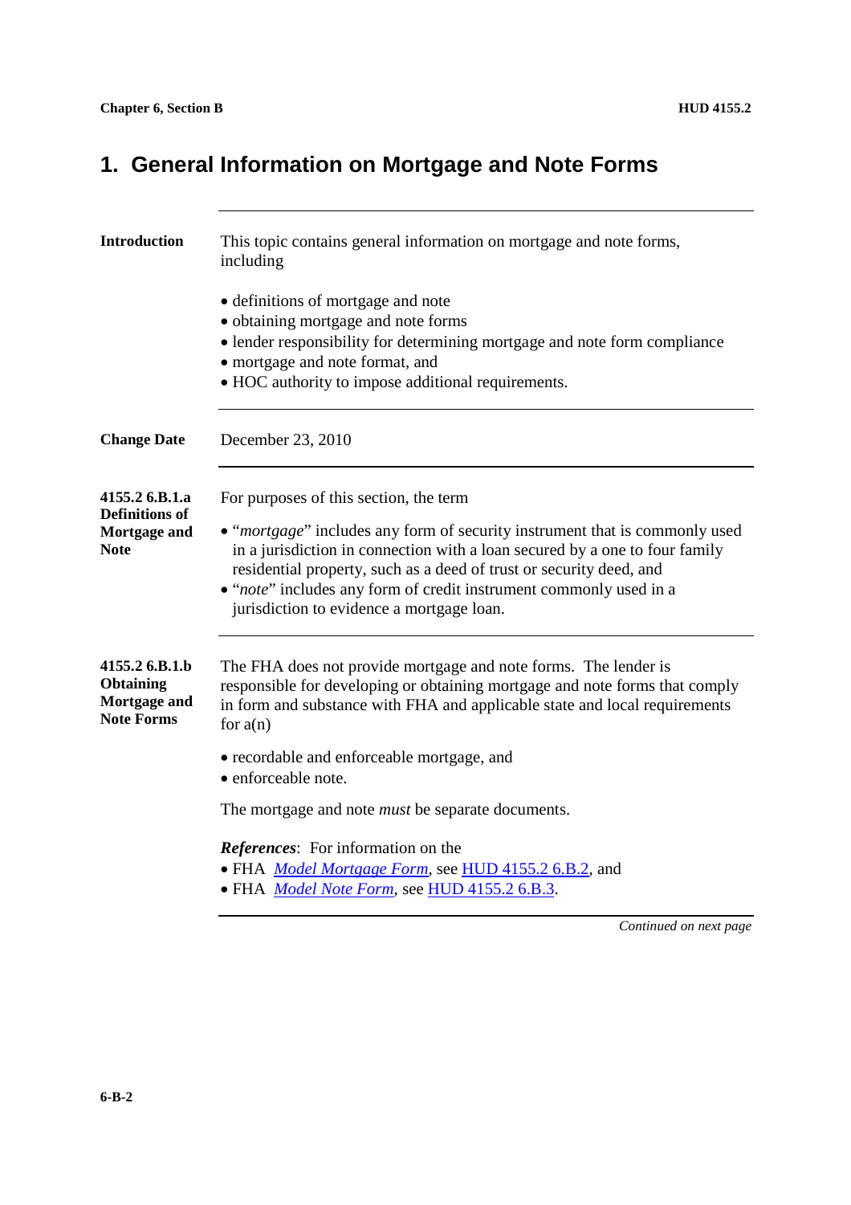# 1. General Information on Mortgage and Note Forms

**Introduction**

This topic contains general information on mortgage and note forms, including

- definitions of mortgage and note
- obtaining mortgage and note forms
- lender responsibility for determining mortgage and note form compliance
- mortgage and note format, and
- HOC authority to impose additional requirements.

**Change Date**

December 23, 2010

**4155.2 6.B.1.a Definitions of Mortgage and Note**

For purposes of this section, the term

- "*mortgage*" includes any form of security instrument that is commonly used in a jurisdiction in connection with a loan secured by a one to four family residential property, such as a deed of trust or security deed, and
- "*note*" includes any form of credit instrument commonly used in a jurisdiction to evidence a mortgage loan.

**4155.2 6.B.1.b Obtaining Mortgage and Note Forms**

The FHA does not provide mortgage and note forms. The lender is responsible for developing or obtaining mortgage and note forms that comply in form and substance with FHA and applicable state and local requirements for a(n)

- recordable and enforceable mortgage, and
- enforceable note.

The mortgage and note *must* be separate documents.

***References***: For information on the

- FHA *Model Mortgage Form*, see HUD 4155.2 6.B.2, and
- FHA *Model Note Form*, see HUD 4155.2 6.B.3.

*Continued on next page*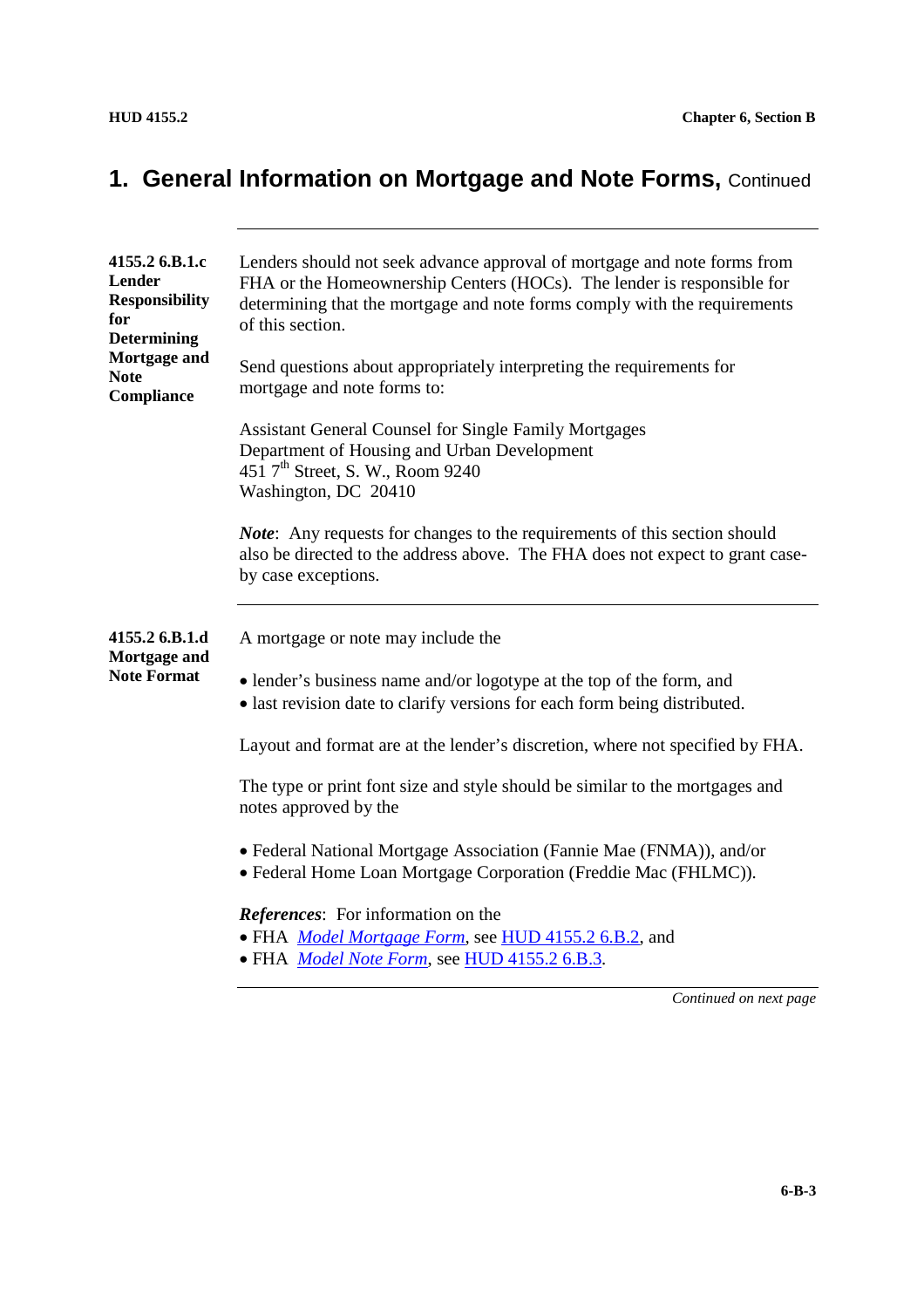## 1. General Information on Mortgage and Note Forms, Continued

**4155.2 6.B.1.c Lender Responsibility for Determining Mortgage and Note Compliance**

Lenders should not seek advance approval of mortgage and note forms from FHA or the Homeownership Centers (HOCs). The lender is responsible for determining that the mortgage and note forms comply with the requirements of this section.

Send questions about appropriately interpreting the requirements for mortgage and note forms to:

Assistant General Counsel for Single Family Mortgages
Department of Housing and Urban Development
451 7th Street, S. W., Room 9240
Washington, DC 20410

***Note***: Any requests for changes to the requirements of this section should also be directed to the address above. The FHA does not expect to grant case-by case exceptions.

**4155.2 6.B.1.d Mortgage and Note Format**

A mortgage or note may include the

- lender's business name and/or logotype at the top of the form, and
- last revision date to clarify versions for each form being distributed.

Layout and format are at the lender's discretion, where not specified by FHA.

The type or print font size and style should be similar to the mortgages and notes approved by the

- Federal National Mortgage Association (Fannie Mae (FNMA)), and/or
- Federal Home Loan Mortgage Corporation (Freddie Mac (FHLMC)).

***References***: For information on the

- FHA *Model Mortgage Form*, see HUD 4155.2 6.B.2, and
- FHA *Model Note Form*, see HUD 4155.2 6.B.3.

*Continued on next page*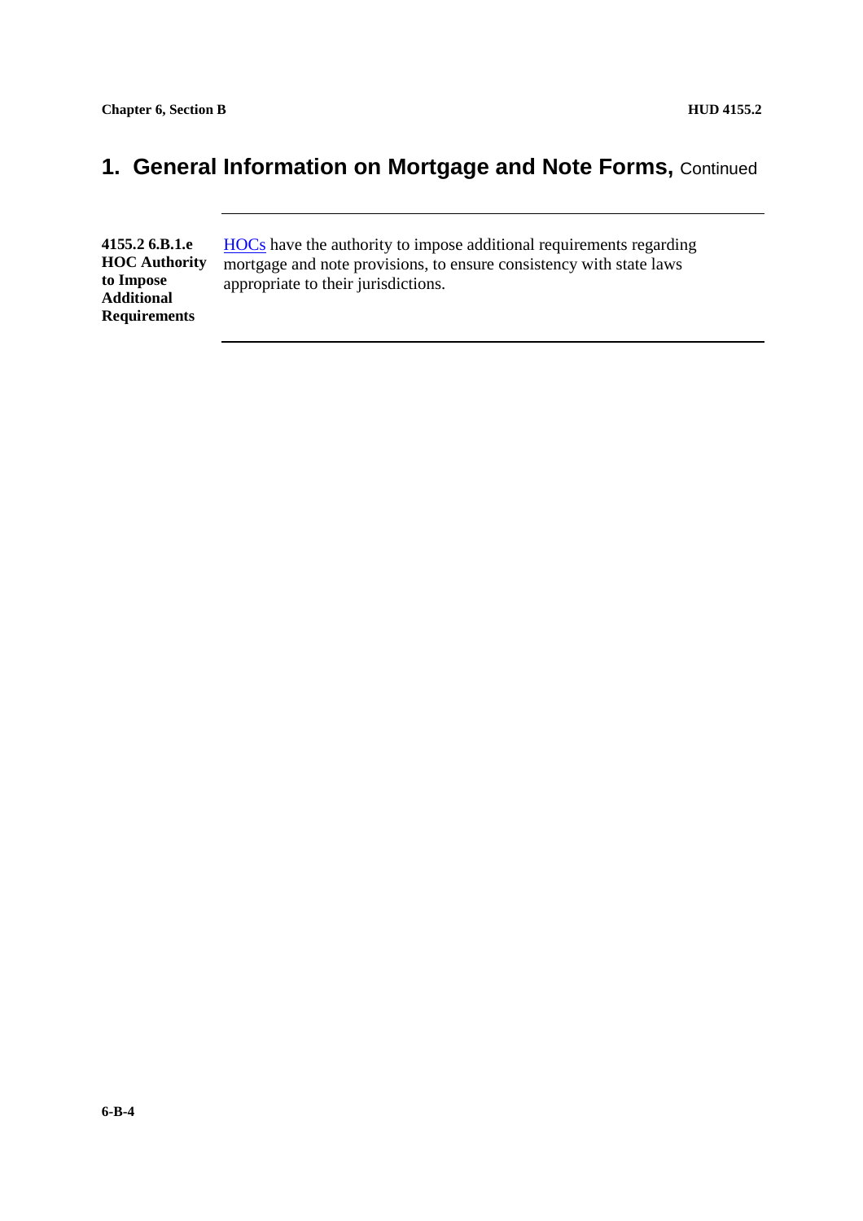# 1. General Information on Mortgage and Note Forms, Continued

**4155.2 6.B.1.e HOC Authority to Impose Additional Requirements**

HOCs have the authority to impose additional requirements regarding mortgage and note provisions, to ensure consistency with state laws appropriate to their jurisdictions.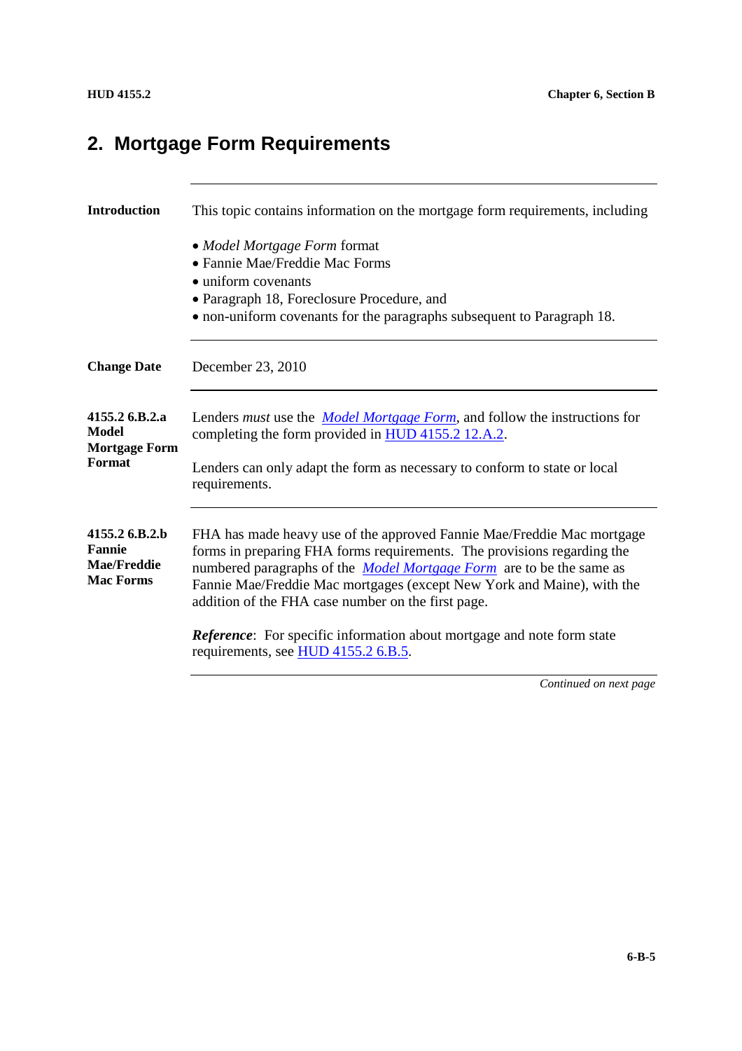## 2. Mortgage Form Requirements

**Introduction**

This topic contains information on the mortgage form requirements, including

- *Model Mortgage Form* format
- Fannie Mae/Freddie Mac Forms
- uniform covenants
- Paragraph 18, Foreclosure Procedure, and
- non-uniform covenants for the paragraphs subsequent to Paragraph 18.

**Change Date**

December 23, 2010

**4155.2 6.B.2.a Model Mortgage Form Format**

Lenders *must* use the *Model Mortgage Form*, and follow the instructions for completing the form provided in HUD 4155.2 12.A.2.

Lenders can only adapt the form as necessary to conform to state or local requirements.

**4155.2 6.B.2.b Fannie Mae/Freddie Mac Forms**

FHA has made heavy use of the approved Fannie Mae/Freddie Mac mortgage forms in preparing FHA forms requirements. The provisions regarding the numbered paragraphs of the *Model Mortgage Form* are to be the same as Fannie Mae/Freddie Mac mortgages (except New York and Maine), with the addition of the FHA case number on the first page.

***Reference***: For specific information about mortgage and note form state requirements, see HUD 4155.2 6.B.5.

*Continued on next page*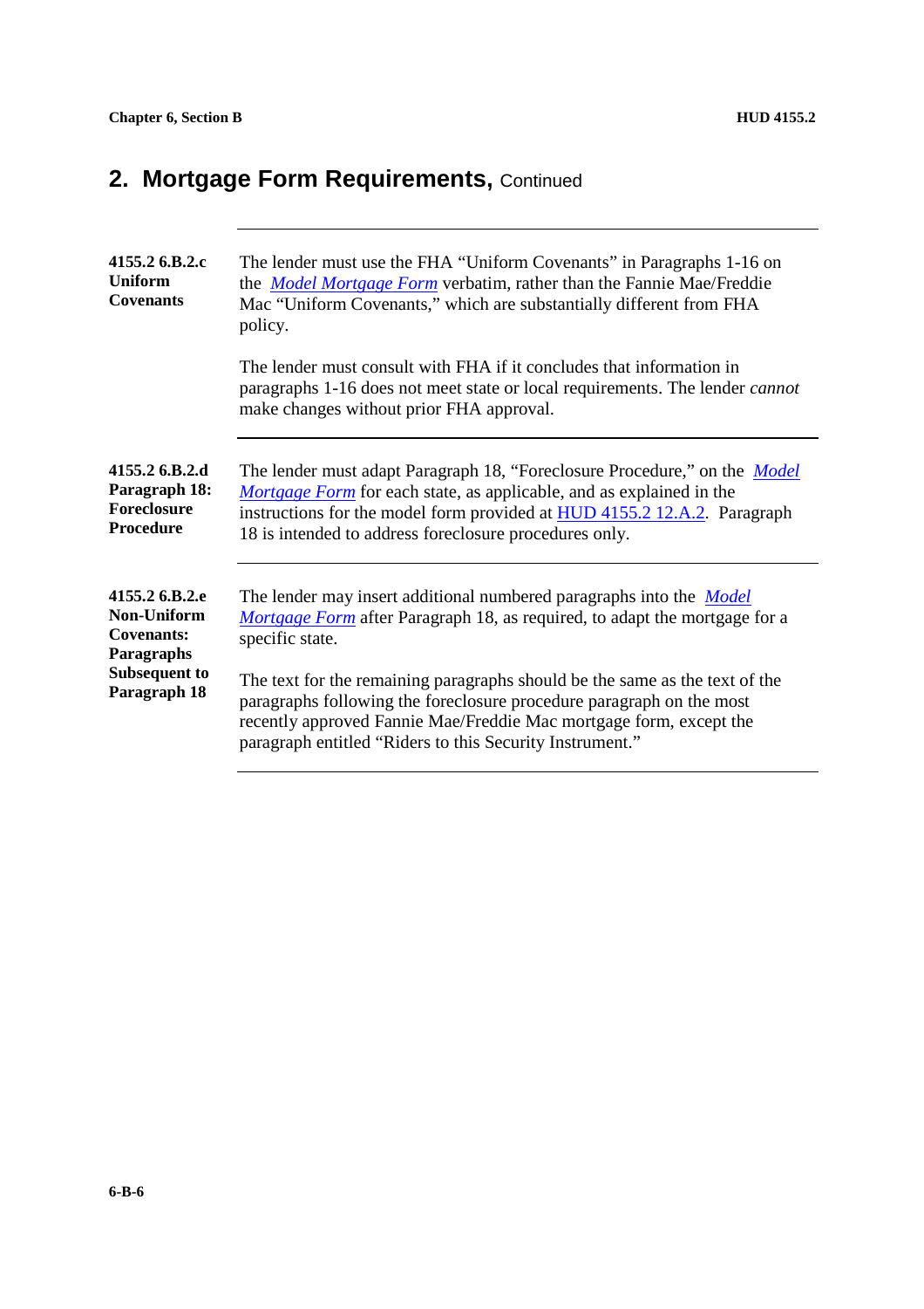## 2. Mortgage Form Requirements, Continued

**4155.2 6.B.2.c Uniform Covenants**

The lender must use the FHA "Uniform Covenants" in Paragraphs 1-16 on the *Model Mortgage Form* verbatim, rather than the Fannie Mae/Freddie Mac "Uniform Covenants," which are substantially different from FHA policy.

The lender must consult with FHA if it concludes that information in paragraphs 1-16 does not meet state or local requirements. The lender *cannot* make changes without prior FHA approval.

**4155.2 6.B.2.d Paragraph 18: Foreclosure Procedure**

The lender must adapt Paragraph 18, "Foreclosure Procedure," on the *Model Mortgage Form* for each state, as applicable, and as explained in the instructions for the model form provided at HUD 4155.2 12.A.2. Paragraph 18 is intended to address foreclosure procedures only.

**4155.2 6.B.2.e Non-Uniform Covenants: Paragraphs Subsequent to Paragraph 18**

The lender may insert additional numbered paragraphs into the *Model Mortgage Form* after Paragraph 18, as required, to adapt the mortgage for a specific state.

The text for the remaining paragraphs should be the same as the text of the paragraphs following the foreclosure procedure paragraph on the most recently approved Fannie Mae/Freddie Mac mortgage form, except the paragraph entitled "Riders to this Security Instrument."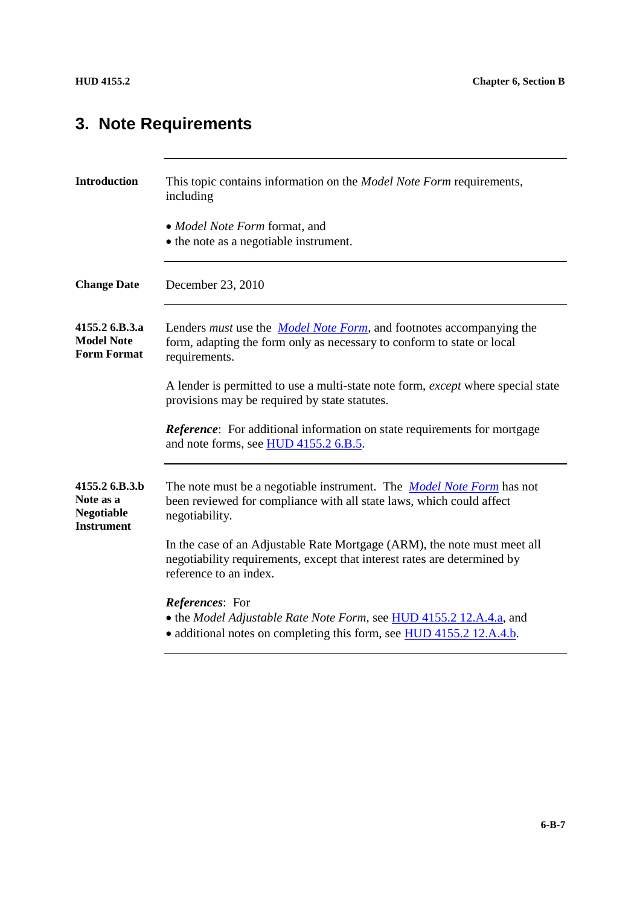## 3. Note Requirements

**Introduction**

This topic contains information on the *Model Note Form* requirements, including

- *Model Note Form* format, and
- the note as a negotiable instrument.

**Change Date**

December 23, 2010

**4155.2 6.B.3.a Model Note Form Format**

Lenders *must* use the *Model Note Form*, and footnotes accompanying the form, adapting the form only as necessary to conform to state or local requirements.

A lender is permitted to use a multi-state note form, *except* where special state provisions may be required by state statutes.

***Reference***: For additional information on state requirements for mortgage and note forms, see HUD 4155.2 6.B.5.

**4155.2 6.B.3.b Note as a Negotiable Instrument**

The note must be a negotiable instrument. The *Model Note Form* has not been reviewed for compliance with all state laws, which could affect negotiability.

In the case of an Adjustable Rate Mortgage (ARM), the note must meet all negotiability requirements, except that interest rates are determined by reference to an index.

***References***: For

- the *Model Adjustable Rate Note Form*, see HUD 4155.2 12.A.4.a, and
- additional notes on completing this form, see HUD 4155.2 12.A.4.b.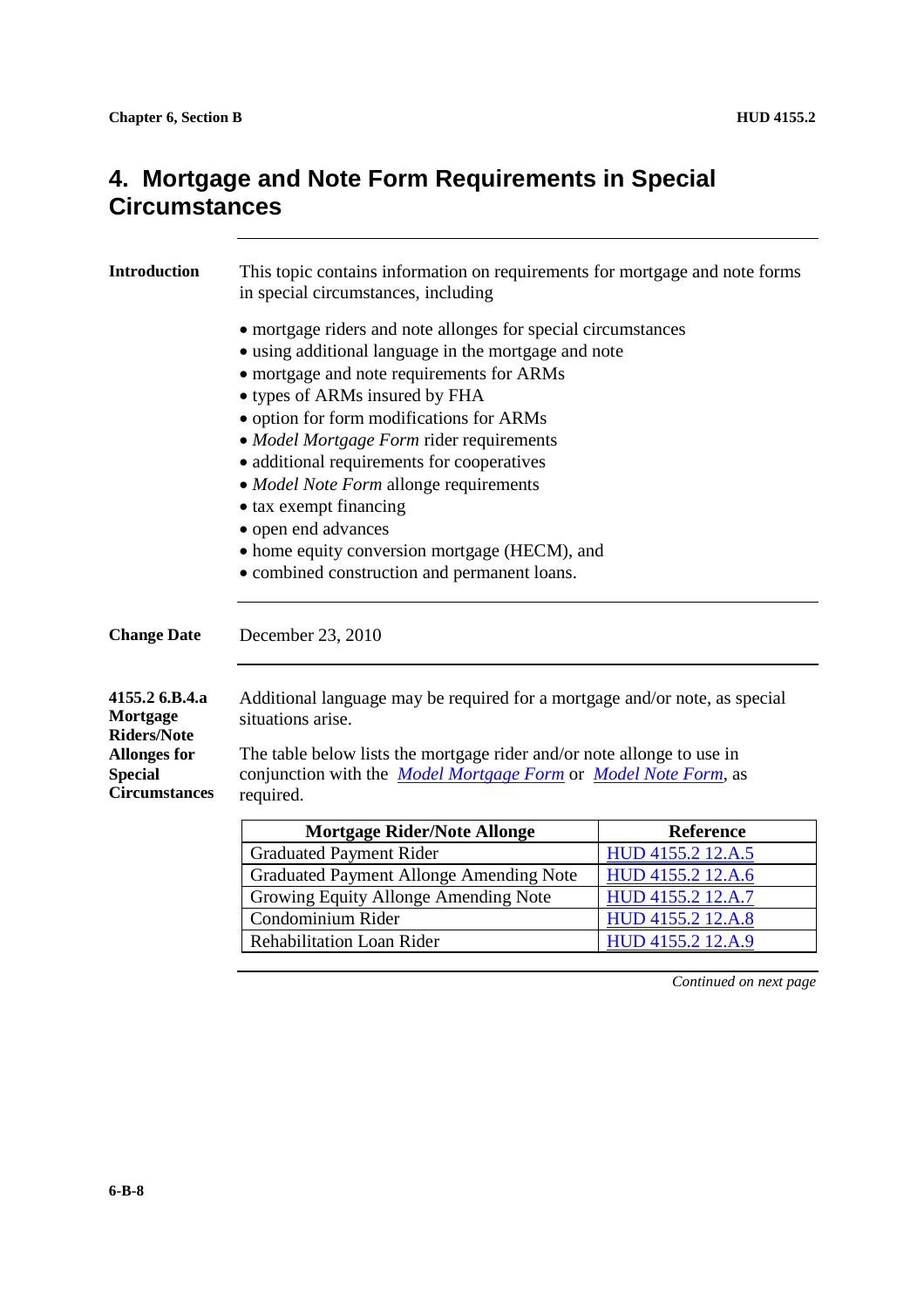## 4. Mortgage and Note Form Requirements in Special Circumstances

**Introduction**

This topic contains information on requirements for mortgage and note forms in special circumstances, including

- mortgage riders and note allonges for special circumstances
- using additional language in the mortgage and note
- mortgage and note requirements for ARMs
- types of ARMs insured by FHA
- option for form modifications for ARMs
- *Model Mortgage Form* rider requirements
- additional requirements for cooperatives
- *Model Note Form* allonge requirements
- tax exempt financing
- open end advances
- home equity conversion mortgage (HECM), and
- combined construction and permanent loans.

**Change Date**

December 23, 2010

**4155.2 6.B.4.a Mortgage Riders/Note Allonges for Special Circumstances**

Additional language may be required for a mortgage and/or note, as special situations arise.

The table below lists the mortgage rider and/or note allonge to use in conjunction with the *Model Mortgage Form* or *Model Note Form*, as required.

| Mortgage Rider/Note Allonge | Reference |
|---|---|
| Graduated Payment Rider | HUD 4155.2 12.A.5 |
| Graduated Payment Allonge Amending Note | HUD 4155.2 12.A.6 |
| Growing Equity Allonge Amending Note | HUD 4155.2 12.A.7 |
| Condominium Rider | HUD 4155.2 12.A.8 |
| Rehabilitation Loan Rider | HUD 4155.2 12.A.9 |

*Continued on next page*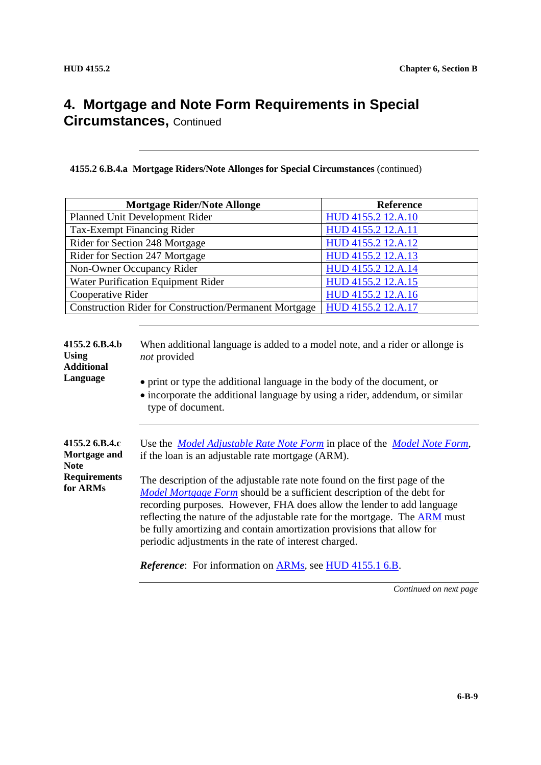## 4. Mortgage and Note Form Requirements in Special Circumstances, Continued

**4155.2 6.B.4.a Mortgage Riders/Note Allonges for Special Circumstances** (continued)

| Mortgage Rider/Note Allonge | Reference |
|---|---|
| Planned Unit Development Rider | HUD 4155.2 12.A.10 |
| Tax-Exempt Financing Rider | HUD 4155.2 12.A.11 |
| Rider for Section 248 Mortgage | HUD 4155.2 12.A.12 |
| Rider for Section 247 Mortgage | HUD 4155.2 12.A.13 |
| Non-Owner Occupancy Rider | HUD 4155.2 12.A.14 |
| Water Purification Equipment Rider | HUD 4155.2 12.A.15 |
| Cooperative Rider | HUD 4155.2 12.A.16 |
| Construction Rider for Construction/Permanent Mortgage | HUD 4155.2 12.A.17 |

**4155.2 6.B.4.b Using Additional Language**

When additional language is added to a model note, and a rider or allonge is *not* provided

- print or type the additional language in the body of the document, or
- incorporate the additional language by using a rider, addendum, or similar type of document.

**4155.2 6.B.4.c Mortgage and Note Requirements for ARMs**

Use the *Model Adjustable Rate Note Form* in place of the *Model Note Form*, if the loan is an adjustable rate mortgage (ARM).

The description of the adjustable rate note found on the first page of the *Model Mortgage Form* should be a sufficient description of the debt for recording purposes. However, FHA does allow the lender to add language reflecting the nature of the adjustable rate for the mortgage. The ARM must be fully amortizing and contain amortization provisions that allow for periodic adjustments in the rate of interest charged.

***Reference***: For information on ARMs, see HUD 4155.1 6.B.

*Continued on next page*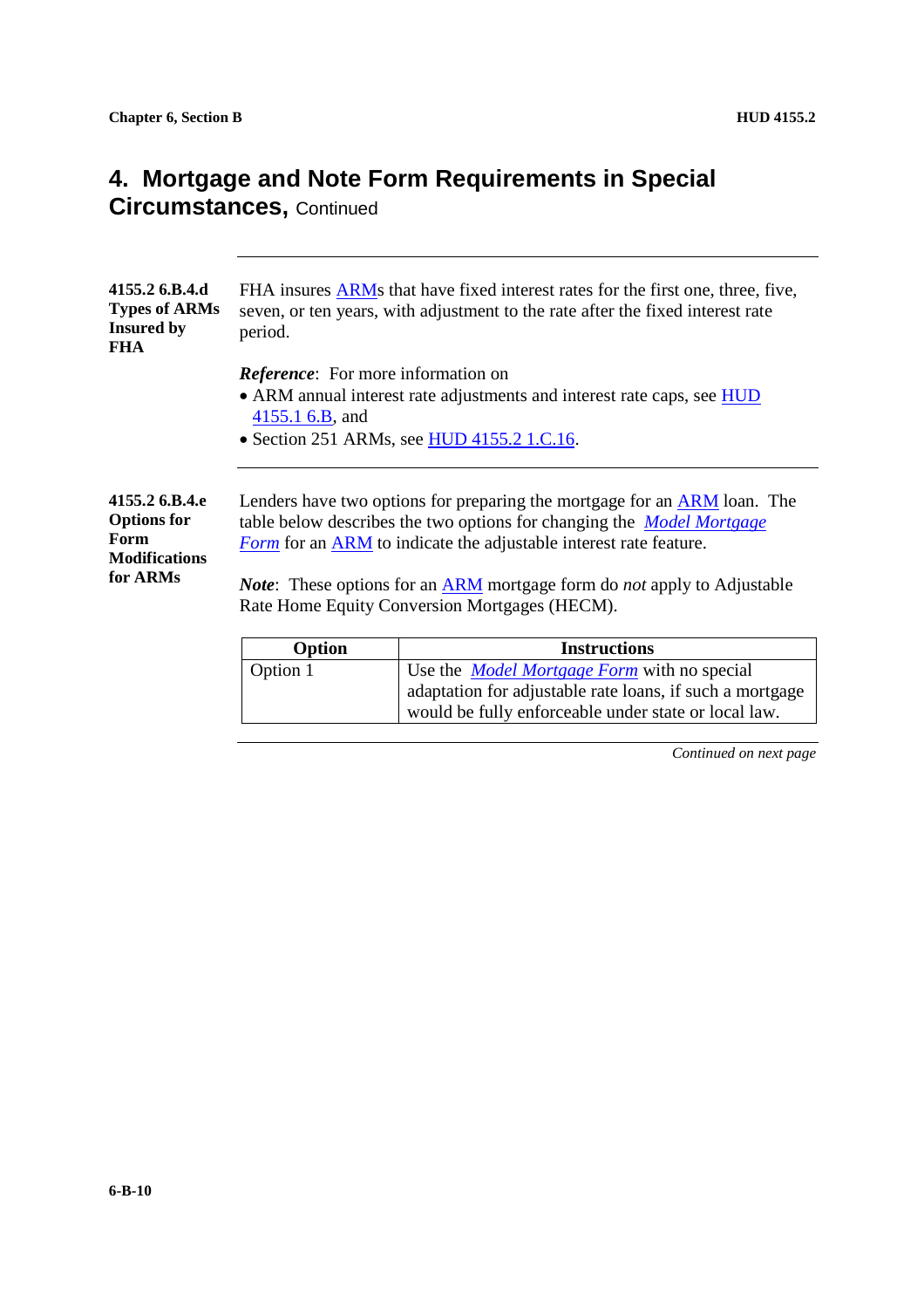# 4. Mortgage and Note Form Requirements in Special Circumstances, Continued

**4155.2 6.B.4.d Types of ARMs Insured by FHA**

FHA insures ARMs that have fixed interest rates for the first one, three, five, seven, or ten years, with adjustment to the rate after the fixed interest rate period.

***Reference***: For more information on

- ARM annual interest rate adjustments and interest rate caps, see HUD 4155.1 6.B, and
- Section 251 ARMs, see HUD 4155.2 1.C.16.

**4155.2 6.B.4.e Options for Form Modifications for ARMs**

Lenders have two options for preparing the mortgage for an ARM loan. The table below describes the two options for changing the *Model Mortgage Form* for an ARM to indicate the adjustable interest rate feature.

***Note***: These options for an ARM mortgage form do *not* apply to Adjustable Rate Home Equity Conversion Mortgages (HECM).

| Option | Instructions |
| --- | --- |
| Option 1 | Use the *Model Mortgage Form* with no special adaptation for adjustable rate loans, if such a mortgage would be fully enforceable under state or local law. |

*Continued on next page*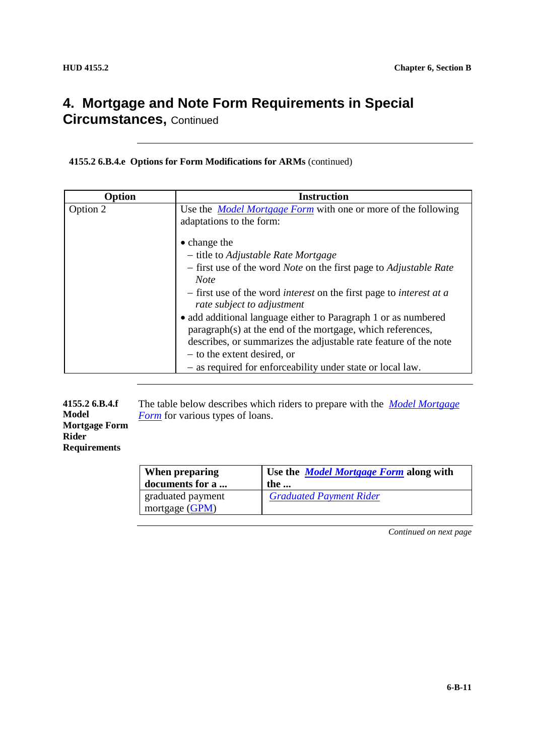## 4. Mortgage and Note Form Requirements in Special Circumstances, Continued

**4155.2 6.B.4.e Options for Form Modifications for ARMs** (continued)

| Option | Instruction |
|---|---|
| Option 2 | Use the *Model Mortgage Form* with one or more of the following adaptations to the form:<br><br>• change the<br>– title to *Adjustable Rate Mortgage*<br>– first use of the word *Note* on the first page to *Adjustable Rate Note*<br>– first use of the word *interest* on the first page to *interest at a rate subject to adjustment*<br>• add additional language either to Paragraph 1 or as numbered paragraph(s) at the end of the mortgage, which references, describes, or summarizes the adjustable rate feature of the note<br>– to the extent desired, or<br>– as required for enforceability under state or local law. |

**4155.2 6.B.4.f Model Mortgage Form Rider Requirements**

The table below describes which riders to prepare with the *Model Mortgage Form* for various types of loans.

| When preparing documents for a ... | Use the *Model Mortgage Form* along with the ... |
|---|---|
| graduated payment mortgage (GPM) | *Graduated Payment Rider* |

*Continued on next page*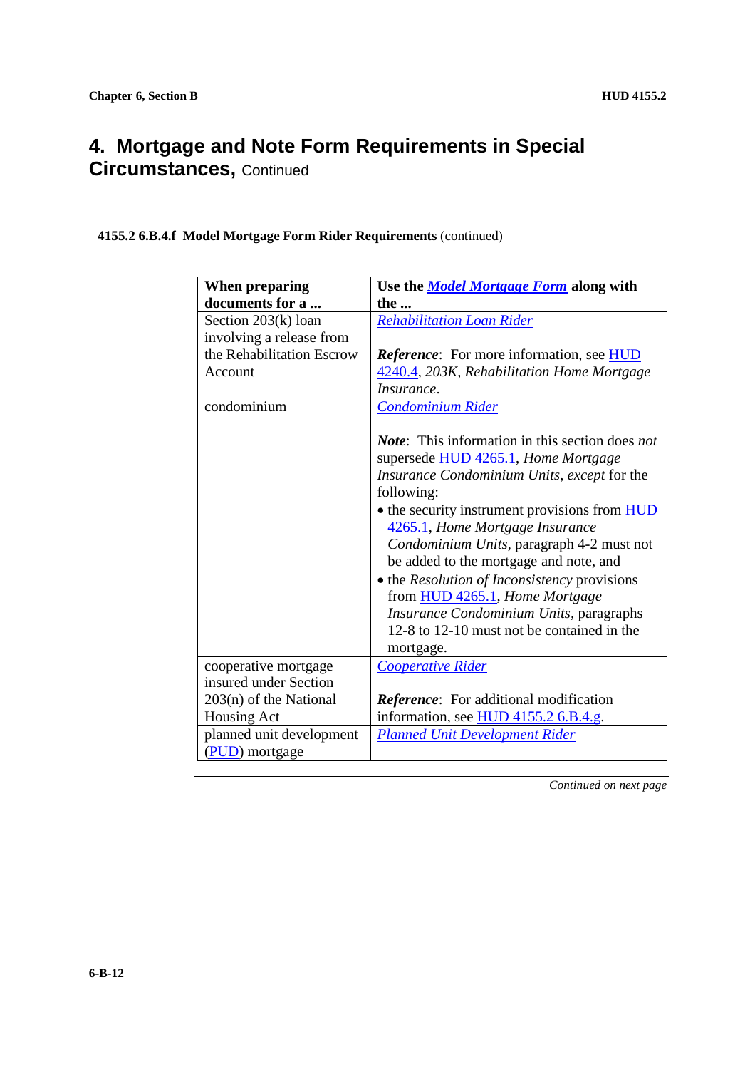# 4. Mortgage and Note Form Requirements in Special Circumstances, Continued

**4155.2 6.B.4.f Model Mortgage Form Rider Requirements** (continued)

| When preparing documents for a ... | Use the *Model Mortgage Form* along with the ... |
|---|---|
| Section 203(k) loan involving a release from the Rehabilitation Escrow Account | *Rehabilitation Loan Rider*<br><br>***Reference***: For more information, see HUD 4240.4, *203K, Rehabilitation Home Mortgage Insurance*. |
| condominium | *Condominium Rider*<br><br>***Note***: This information in this section does *not* supersede HUD 4265.1, *Home Mortgage Insurance Condominium Units*, *except* for the following:<br>• the security instrument provisions from HUD 4265.1, *Home Mortgage Insurance Condominium Units*, paragraph 4-2 must not be added to the mortgage and note, and<br>• the *Resolution of Inconsistency* provisions from HUD 4265.1, *Home Mortgage Insurance Condominium Units*, paragraphs 12-8 to 12-10 must not be contained in the mortgage. |
| cooperative mortgage insured under Section 203(n) of the National Housing Act | *Cooperative Rider*<br><br>***Reference***: For additional modification information, see HUD 4155.2 6.B.4.g. |
| planned unit development (PUD) mortgage | *Planned Unit Development Rider* |

*Continued on next page*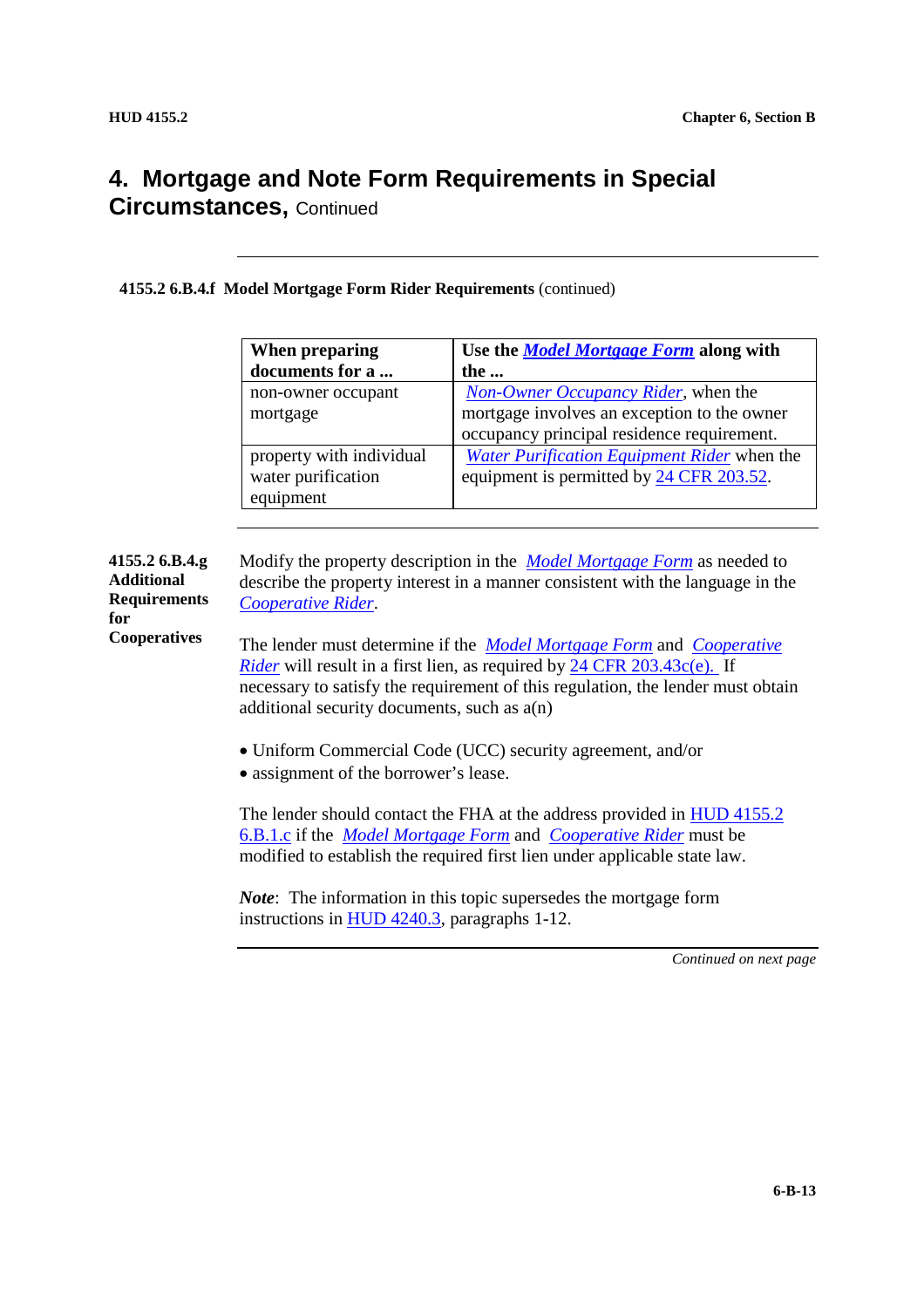## 4. Mortgage and Note Form Requirements in Special Circumstances, Continued

**4155.2 6.B.4.f Model Mortgage Form Rider Requirements** (continued)

| When preparing documents for a ... | Use the *Model Mortgage Form* along with the ... |
|---|---|
| non-owner occupant mortgage | *Non-Owner Occupancy Rider*, when the mortgage involves an exception to the owner occupancy principal residence requirement. |
| property with individual water purification equipment | *Water Purification Equipment Rider* when the equipment is permitted by 24 CFR 203.52. |

**4155.2 6.B.4.g Additional Requirements for Cooperatives**

Modify the property description in the *Model Mortgage Form* as needed to describe the property interest in a manner consistent with the language in the *Cooperative Rider*.

The lender must determine if the *Model Mortgage Form* and *Cooperative Rider* will result in a first lien, as required by 24 CFR 203.43c(e). If necessary to satisfy the requirement of this regulation, the lender must obtain additional security documents, such as a(n)

- Uniform Commercial Code (UCC) security agreement, and/or
- assignment of the borrower's lease.

The lender should contact the FHA at the address provided in HUD 4155.2 6.B.1.c if the *Model Mortgage Form* and *Cooperative Rider* must be modified to establish the required first lien under applicable state law.

***Note***: The information in this topic supersedes the mortgage form instructions in HUD 4240.3, paragraphs 1-12.

*Continued on next page*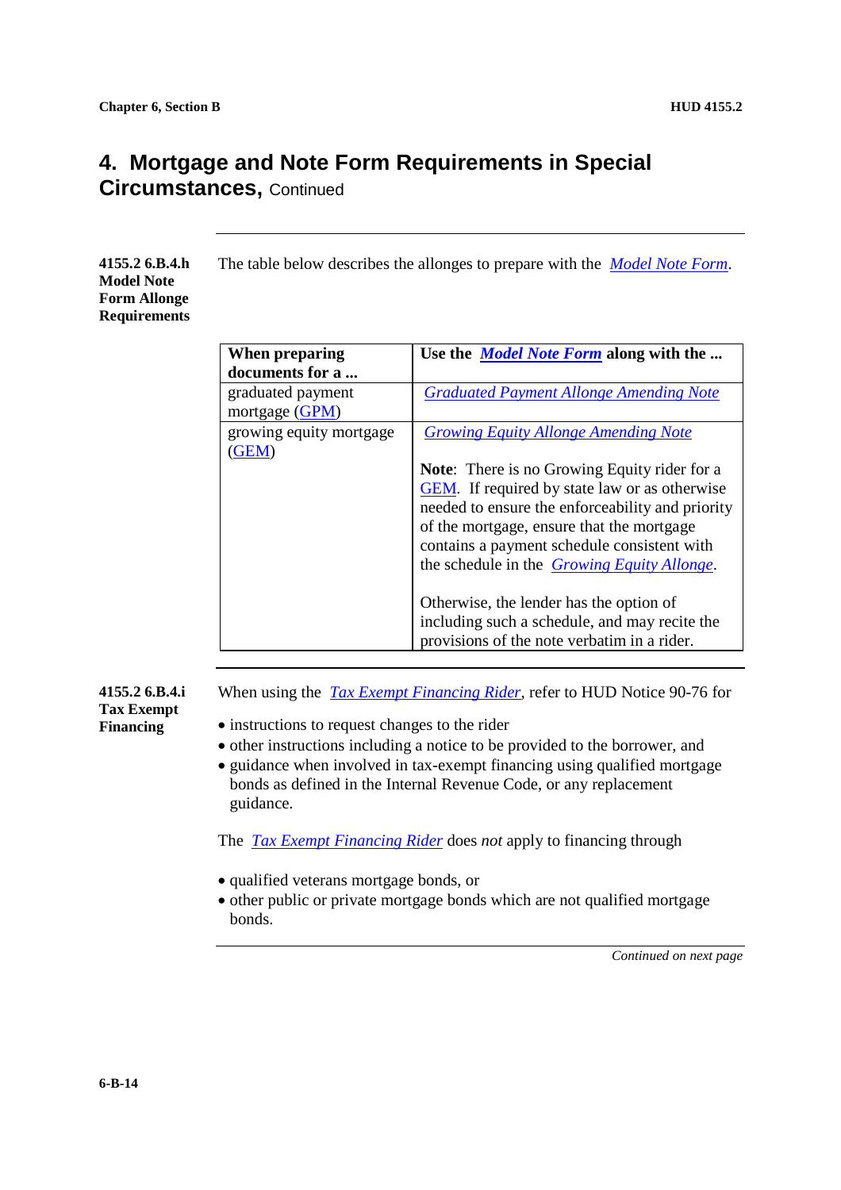# 4. Mortgage and Note Form Requirements in Special Circumstances, Continued

**4155.2 6.B.4.h Model Note Form Allonge Requirements**

The table below describes the allonges to prepare with the *Model Note Form*.

| When preparing documents for a ... | Use the *Model Note Form* along with the ... |
|---|---|
| graduated payment mortgage (GPM) | *Graduated Payment Allonge Amending Note* |
| growing equity mortgage (GEM) | *Growing Equity Allonge Amending Note*<br><br>**Note**: There is no Growing Equity rider for a GEM. If required by state law or as otherwise needed to ensure the enforceability and priority of the mortgage, ensure that the mortgage contains a payment schedule consistent with the schedule in the *Growing Equity Allonge*.<br><br>Otherwise, the lender has the option of including such a schedule, and may recite the provisions of the note verbatim in a rider. |

**4155.2 6.B.4.i Tax Exempt Financing**

When using the *Tax Exempt Financing Rider*, refer to HUD Notice 90-76 for

- instructions to request changes to the rider
- other instructions including a notice to be provided to the borrower, and
- guidance when involved in tax-exempt financing using qualified mortgage bonds as defined in the Internal Revenue Code, or any replacement guidance.

The *Tax Exempt Financing Rider* does *not* apply to financing through

- qualified veterans mortgage bonds, or
- other public or private mortgage bonds which are not qualified mortgage bonds.

*Continued on next page*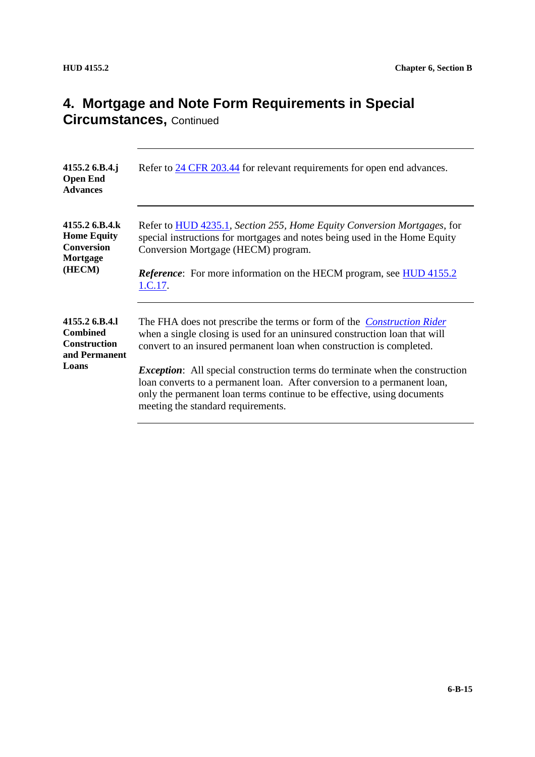## 4. Mortgage and Note Form Requirements in Special Circumstances, Continued

**4155.2 6.B.4.j Open End Advances**

Refer to 24 CFR 203.44 for relevant requirements for open end advances.

**4155.2 6.B.4.k Home Equity Conversion Mortgage (HECM)**

Refer to HUD 4235.1, *Section 255, Home Equity Conversion Mortgages*, for special instructions for mortgages and notes being used in the Home Equity Conversion Mortgage (HECM) program.

***Reference***: For more information on the HECM program, see HUD 4155.2 1.C.17.

**4155.2 6.B.4.l Combined Construction and Permanent Loans**

The FHA does not prescribe the terms or form of the *Construction Rider* when a single closing is used for an uninsured construction loan that will convert to an insured permanent loan when construction is completed.

***Exception***: All special construction terms do terminate when the construction loan converts to a permanent loan. After conversion to a permanent loan, only the permanent loan terms continue to be effective, using documents meeting the standard requirements.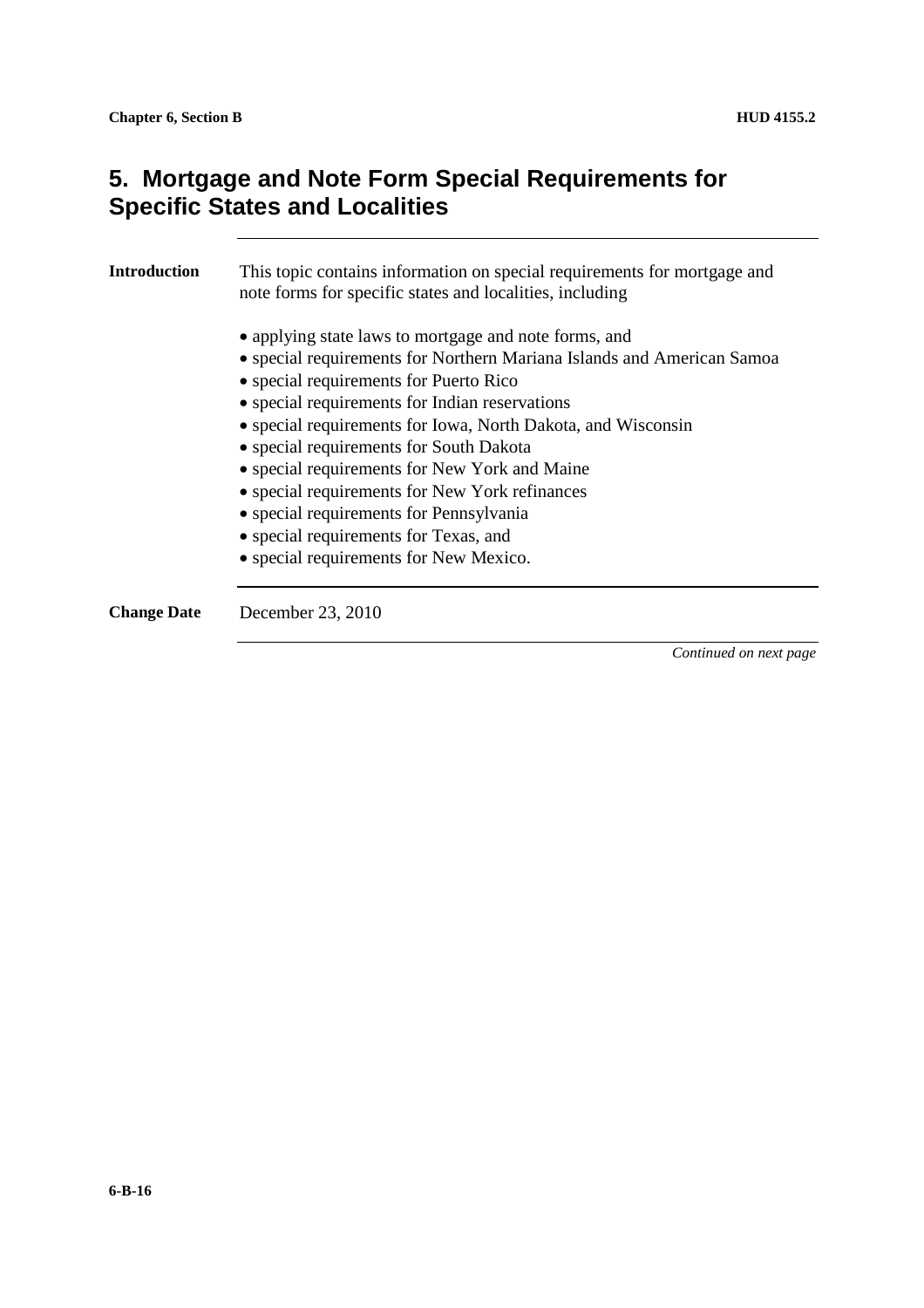# 5. Mortgage and Note Form Special Requirements for Specific States and Localities

**Introduction**

This topic contains information on special requirements for mortgage and note forms for specific states and localities, including

- applying state laws to mortgage and note forms, and
- special requirements for Northern Mariana Islands and American Samoa
- special requirements for Puerto Rico
- special requirements for Indian reservations
- special requirements for Iowa, North Dakota, and Wisconsin
- special requirements for South Dakota
- special requirements for New York and Maine
- special requirements for New York refinances
- special requirements for Pennsylvania
- special requirements for Texas, and
- special requirements for New Mexico.

**Change Date**

December 23, 2010

*Continued on next page*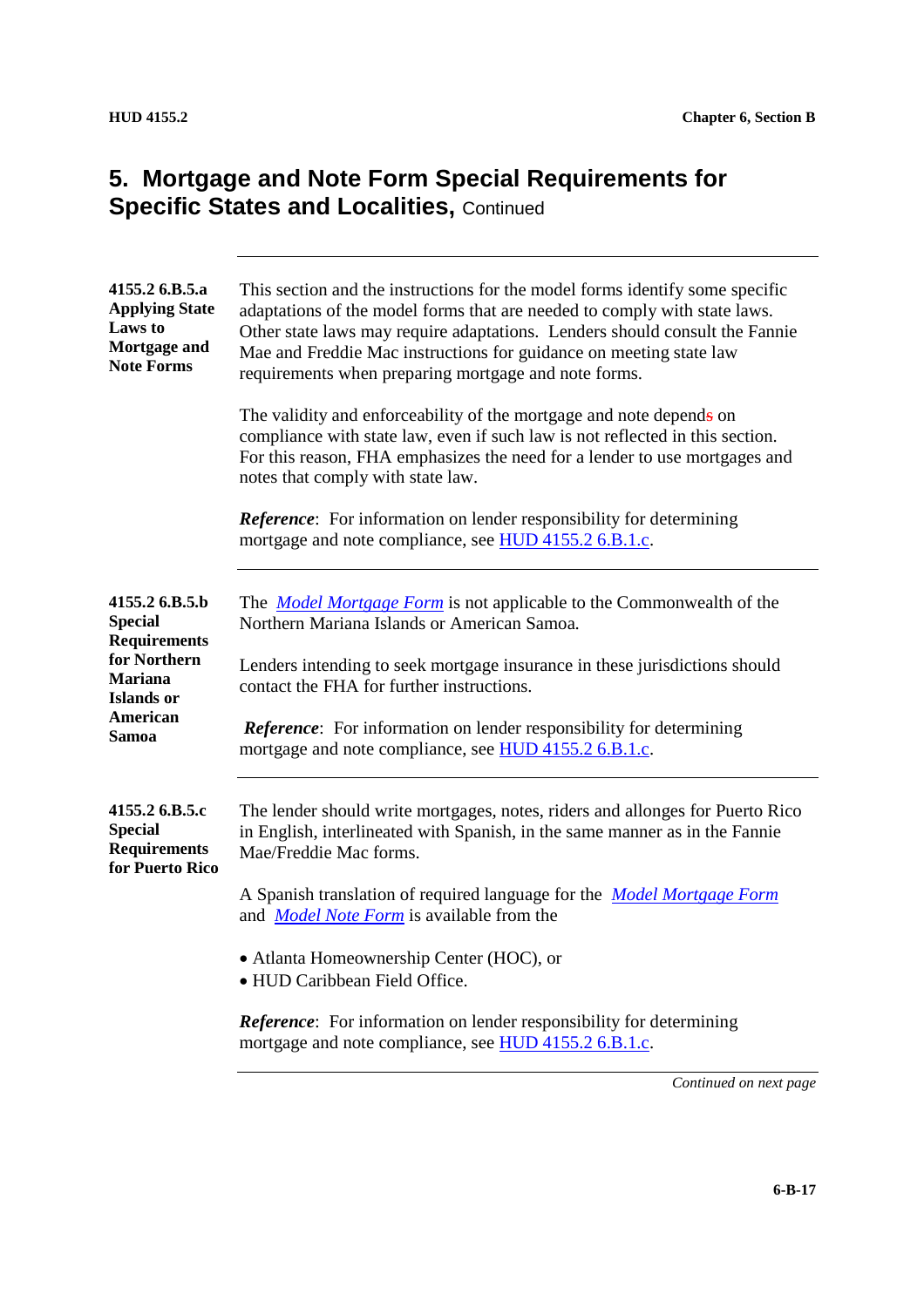## 5. Mortgage and Note Form Special Requirements for Specific States and Localities, Continued

---

**4155.2 6.B.5.a Applying State Laws to Mortgage and Note Forms**

This section and the instructions for the model forms identify some specific adaptations of the model forms that are needed to comply with state laws. Other state laws may require adaptations. Lenders should consult the Fannie Mae and Freddie Mac instructions for guidance on meeting state law requirements when preparing mortgage and note forms.

The validity and enforceability of the mortgage and note depends on compliance with state law, even if such law is not reflected in this section. For this reason, FHA emphasizes the need for a lender to use mortgages and notes that comply with state law.

***Reference***: For information on lender responsibility for determining mortgage and note compliance, see HUD 4155.2 6.B.1.c.

---

**4155.2 6.B.5.b Special Requirements for Northern Mariana Islands or American Samoa**

The *Model Mortgage Form* is not applicable to the Commonwealth of the Northern Mariana Islands or American Samoa.

Lenders intending to seek mortgage insurance in these jurisdictions should contact the FHA for further instructions.

***Reference***: For information on lender responsibility for determining mortgage and note compliance, see HUD 4155.2 6.B.1.c.

---

**4155.2 6.B.5.c Special Requirements for Puerto Rico**

The lender should write mortgages, notes, riders and allonges for Puerto Rico in English, interlineated with Spanish, in the same manner as in the Fannie Mae/Freddie Mac forms.

A Spanish translation of required language for the *Model Mortgage Form* and *Model Note Form* is available from the

- Atlanta Homeownership Center (HOC), or
- HUD Caribbean Field Office.

***Reference***: For information on lender responsibility for determining mortgage and note compliance, see HUD 4155.2 6.B.1.c.

---

*Continued on next page*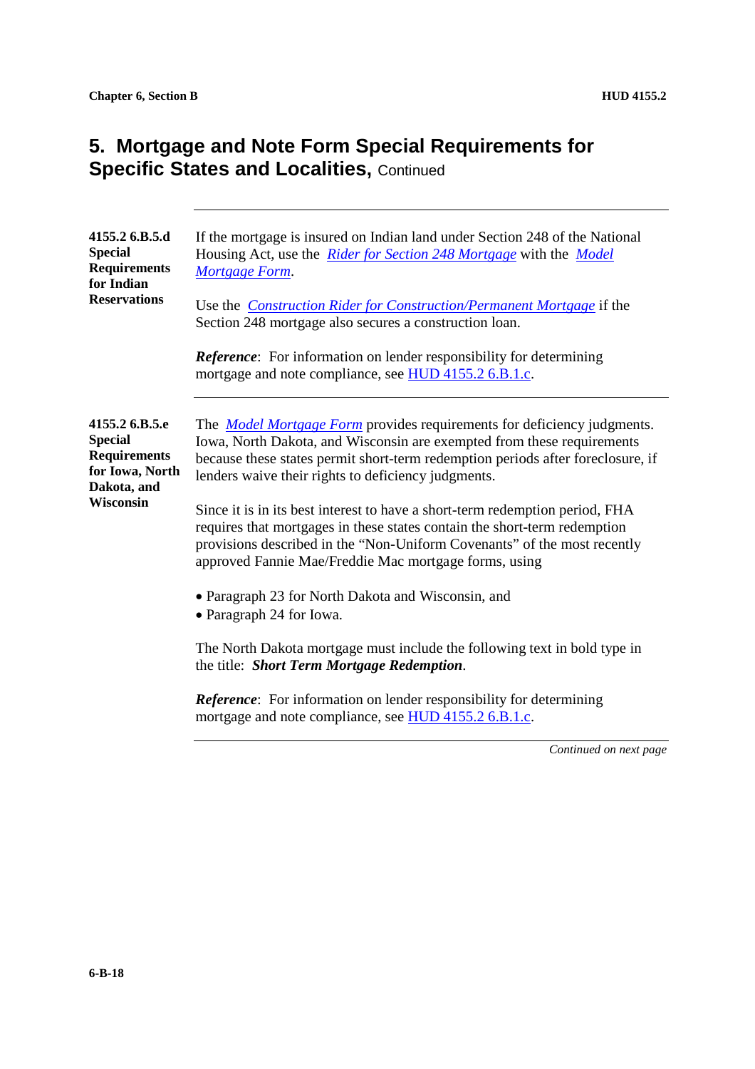## 5. Mortgage and Note Form Special Requirements for Specific States and Localities, Continued

**4155.2 6.B.5.d Special Requirements for Indian Reservations**

If the mortgage is insured on Indian land under Section 248 of the National Housing Act, use the *Rider for Section 248 Mortgage* with the *Model Mortgage Form*.

Use the *Construction Rider for Construction/Permanent Mortgage* if the Section 248 mortgage also secures a construction loan.

***Reference***: For information on lender responsibility for determining mortgage and note compliance, see HUD 4155.2 6.B.1.c.

---

**4155.2 6.B.5.e Special Requirements for Iowa, North Dakota, and Wisconsin**

The *Model Mortgage Form* provides requirements for deficiency judgments. Iowa, North Dakota, and Wisconsin are exempted from these requirements because these states permit short-term redemption periods after foreclosure, if lenders waive their rights to deficiency judgments.

Since it is in its best interest to have a short-term redemption period, FHA requires that mortgages in these states contain the short-term redemption provisions described in the "Non-Uniform Covenants" of the most recently approved Fannie Mae/Freddie Mac mortgage forms, using

- Paragraph 23 for North Dakota and Wisconsin, and
- Paragraph 24 for Iowa.

The North Dakota mortgage must include the following text in bold type in the title: ***Short Term Mortgage Redemption***.

***Reference***: For information on lender responsibility for determining mortgage and note compliance, see HUD 4155.2 6.B.1.c.

*Continued on next page*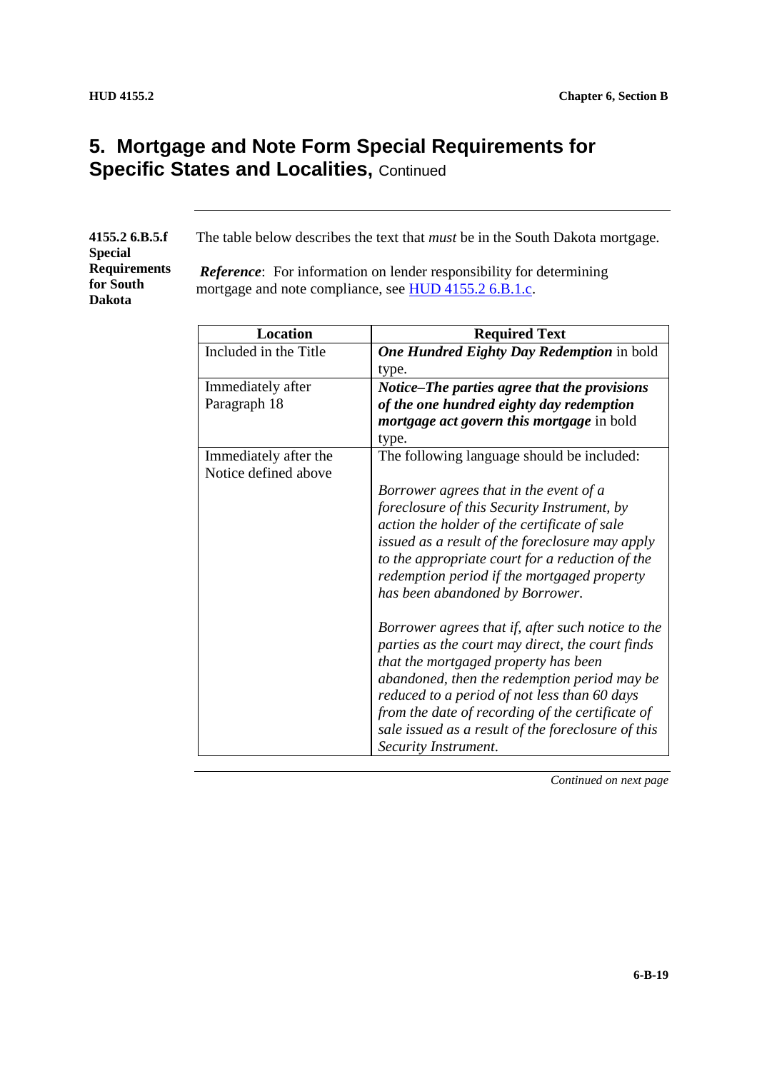## 5. Mortgage and Note Form Special Requirements for Specific States and Localities, Continued

**4155.2 6.B.5.f Special Requirements for South Dakota**

The table below describes the text that *must* be in the South Dakota mortgage.

***Reference***: For information on lender responsibility for determining mortgage and note compliance, see HUD 4155.2 6.B.1.c.

| Location | Required Text |
|---|---|
| Included in the Title | ***One Hundred Eighty Day Redemption*** in bold type. |
| Immediately after Paragraph 18 | ***Notice–The parties agree that the provisions of the one hundred eighty day redemption mortgage act govern this mortgage*** in bold type. |
| Immediately after the Notice defined above | The following language should be included: <br><br> *Borrower agrees that in the event of a foreclosure of this Security Instrument, by action the holder of the certificate of sale issued as a result of the foreclosure may apply to the appropriate court for a reduction of the redemption period if the mortgaged property has been abandoned by Borrower.* <br><br> *Borrower agrees that if, after such notice to the parties as the court may direct, the court finds that the mortgaged property has been abandoned, then the redemption period may be reduced to a period of not less than 60 days from the date of recording of the certificate of sale issued as a result of the foreclosure of this Security Instrument.* |

*Continued on next page*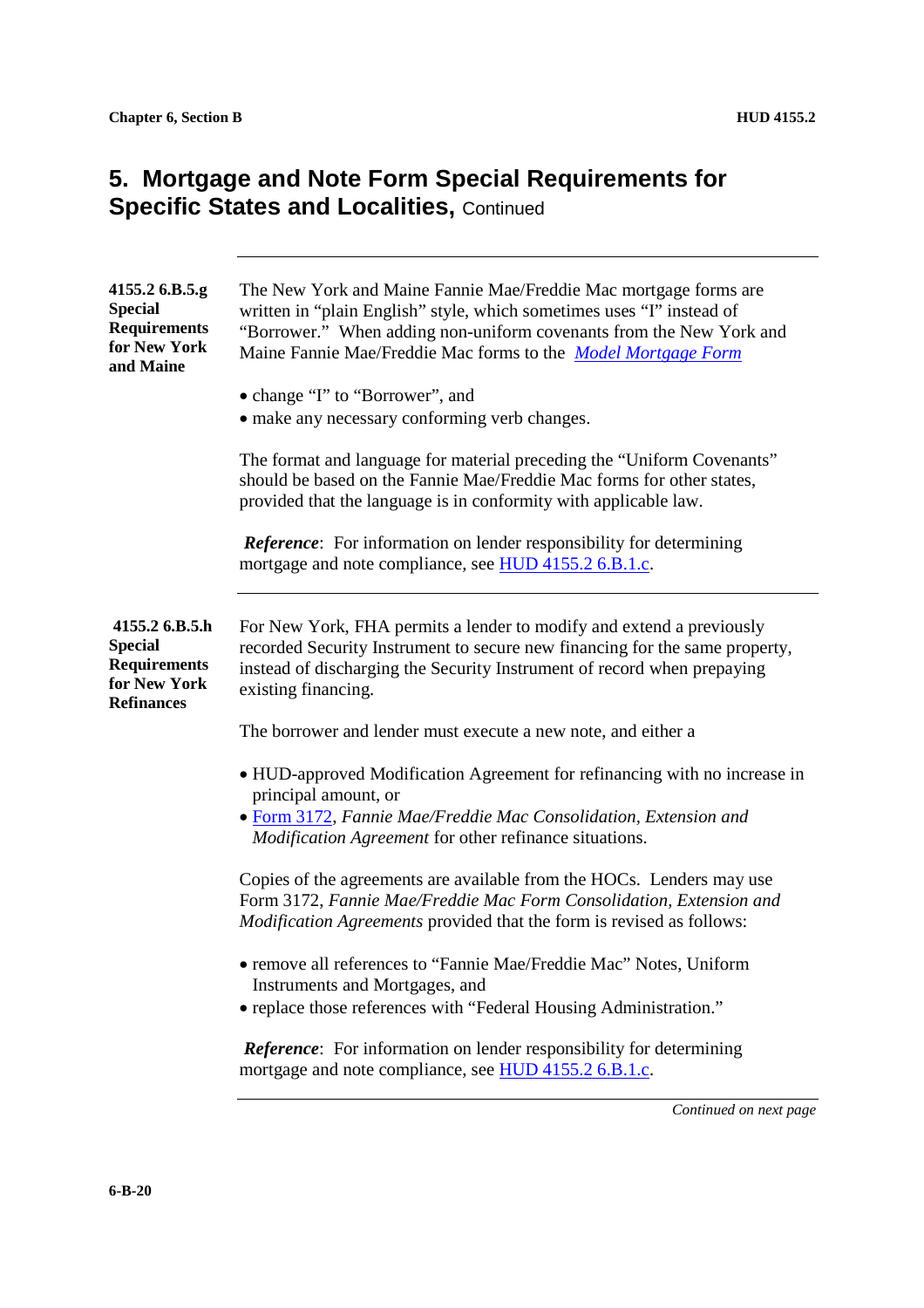## 5. Mortgage and Note Form Special Requirements for Specific States and Localities, Continued

**4155.2 6.B.5.g Special Requirements for New York and Maine**

The New York and Maine Fannie Mae/Freddie Mac mortgage forms are written in "plain English" style, which sometimes uses "I" instead of "Borrower." When adding non-uniform covenants from the New York and Maine Fannie Mae/Freddie Mac forms to the *Model Mortgage Form*

- change "I" to "Borrower", and
- make any necessary conforming verb changes.

The format and language for material preceding the "Uniform Covenants" should be based on the Fannie Mae/Freddie Mac forms for other states, provided that the language is in conformity with applicable law.

***Reference***: For information on lender responsibility for determining mortgage and note compliance, see HUD 4155.2 6.B.1.c.

---

**4155.2 6.B.5.h Special Requirements for New York Refinances**

For New York, FHA permits a lender to modify and extend a previously recorded Security Instrument to secure new financing for the same property, instead of discharging the Security Instrument of record when prepaying existing financing.

The borrower and lender must execute a new note, and either a

- HUD-approved Modification Agreement for refinancing with no increase in principal amount, or
- Form 3172, *Fannie Mae/Freddie Mac Consolidation, Extension and Modification Agreement* for other refinance situations.

Copies of the agreements are available from the HOCs. Lenders may use Form 3172, *Fannie Mae/Freddie Mac Form Consolidation, Extension and Modification Agreements* provided that the form is revised as follows:

- remove all references to "Fannie Mae/Freddie Mac" Notes, Uniform Instruments and Mortgages, and
- replace those references with "Federal Housing Administration."

***Reference***: For information on lender responsibility for determining mortgage and note compliance, see HUD 4155.2 6.B.1.c.

*Continued on next page*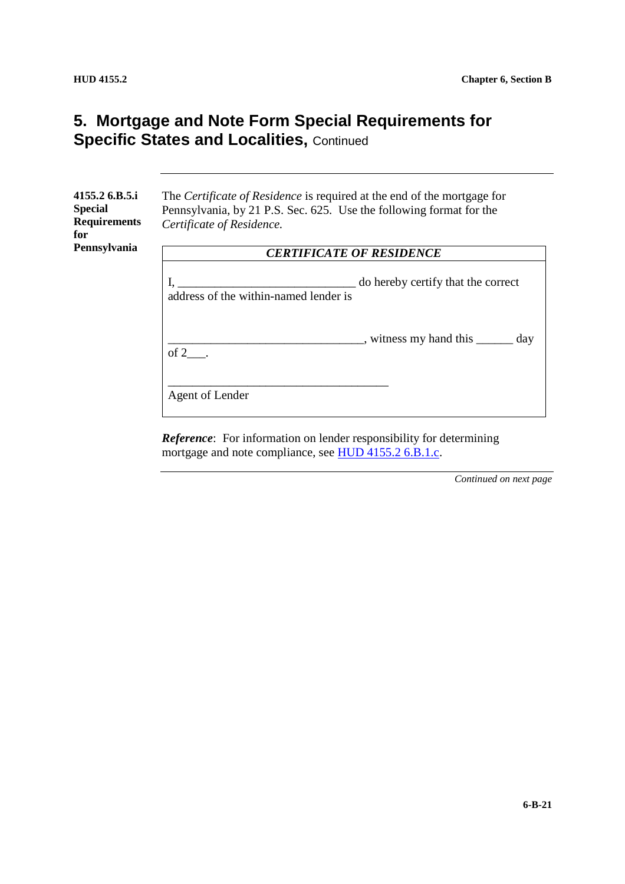## 5. Mortgage and Note Form Special Requirements for Specific States and Localities, Continued

**4155.2 6.B.5.i Special Requirements for Pennsylvania**

The *Certificate of Residence* is required at the end of the mortgage for Pennsylvania, by 21 P.S. Sec. 625. Use the following format for the *Certificate of Residence.*

| ***CERTIFICATE OF RESIDENCE*** |
|---|
| I, _____________________________ do hereby certify that the correct address of the within-named lender is<br><br>________________________________, witness my hand this ______ day of 2___.<br><br>____________________________________<br>Agent of Lender |

***Reference***: For information on lender responsibility for determining mortgage and note compliance, see HUD 4155.2 6.B.1.c.

*Continued on next page*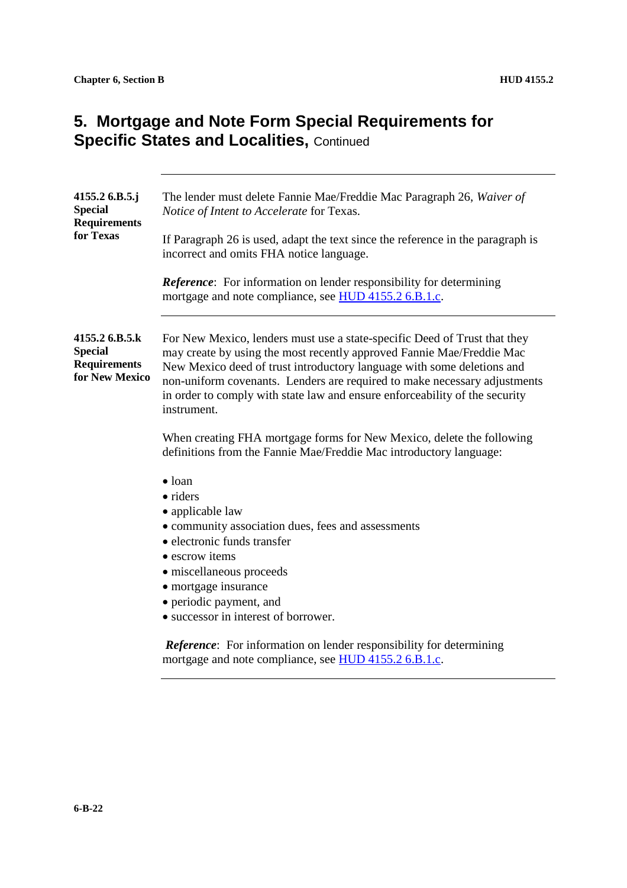## 5. Mortgage and Note Form Special Requirements for Specific States and Localities, Continued

**4155.2 6.B.5.j Special Requirements for Texas**

The lender must delete Fannie Mae/Freddie Mac Paragraph 26, *Waiver of Notice of Intent to Accelerate* for Texas.

If Paragraph 26 is used, adapt the text since the reference in the paragraph is incorrect and omits FHA notice language.

***Reference***: For information on lender responsibility for determining mortgage and note compliance, see HUD 4155.2 6.B.1.c.

**4155.2 6.B.5.k Special Requirements for New Mexico**

For New Mexico, lenders must use a state-specific Deed of Trust that they may create by using the most recently approved Fannie Mae/Freddie Mac New Mexico deed of trust introductory language with some deletions and non-uniform covenants. Lenders are required to make necessary adjustments in order to comply with state law and ensure enforceability of the security instrument.

When creating FHA mortgage forms for New Mexico, delete the following definitions from the Fannie Mae/Freddie Mac introductory language:

- loan
- riders
- applicable law
- community association dues, fees and assessments
- electronic funds transfer
- escrow items
- miscellaneous proceeds
- mortgage insurance
- periodic payment, and
- successor in interest of borrower.

***Reference***: For information on lender responsibility for determining mortgage and note compliance, see HUD 4155.2 6.B.1.c.